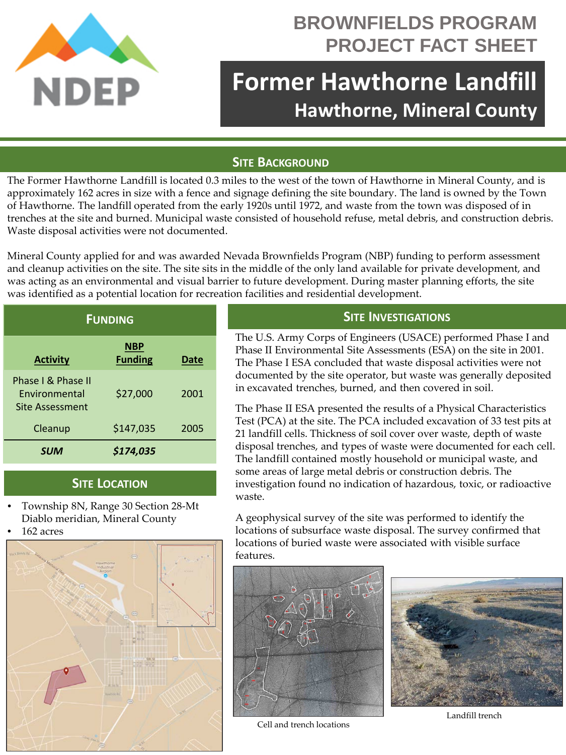# BROWNFIELDS PROGRAM PROJECT FACT SHEET

# Former Hawthorne Landfill

## Hawthorne, Mineral County

## SITE BACKGROUND

The Former Hawthorne Landfill is located 0.3 miles to the west of the town of Hawthorne in Mineral County, and is approximately 162 acres in size with a fence and signage defining the site boundary. The land is owned by the Town of Hawthorne. The landfill operated from the early 1920s until 1972, and waste from the town was disposed of in trenches at the site and burned. Municipal waste consisted of household refuse, metal debris, and construction debris. Waste disposal activities were not documented.

Mineral County applied for and was awarded Nevada Brownfields Program (NBP) funding to perform assessment and cleanup activities on the site. The site sits in the middle of the only land available for private development, and was acting as an environmental and visual barrier to future development. During master planning efforts, the site was identified as a potential location for recreation facilities and residential development.

## FUNDING

| Activity | NBP Funding | Date |
|---|---|---|
| Phase I & Phase II Environmental Site Assessment | $27,000 | 2001 |
| Cleanup | $147,035 | 2005 |
| ***SUM*** | ***$174,035*** | |

## SITE LOCATION

- Township 8N, Range 30 Section 28-Mt Diablo meridian, Mineral County
- 162 acres

## SITE INVESTIGATIONS

The U.S. Army Corps of Engineers (USACE) performed Phase I and Phase II Environmental Site Assessments (ESA) on the site in 2001. The Phase I ESA concluded that waste disposal activities were not documented by the site operator, but waste was generally deposited in excavated trenches, burned, and then covered in soil.

The Phase II ESA presented the results of a Physical Characteristics Test (PCA) at the site. The PCA included excavation of 33 test pits at 21 landfill cells. Thickness of soil cover over waste, depth of waste disposal trenches, and types of waste were documented for each cell. The landfill contained mostly household or municipal waste, and some areas of large metal debris or construction debris. The investigation found no indication of hazardous, toxic, or radioactive waste.

A geophysical survey of the site was performed to identify the locations of subsurface waste disposal. The survey confirmed that locations of buried waste were associated with visible surface features.

Cell and trench locations

Landfill trench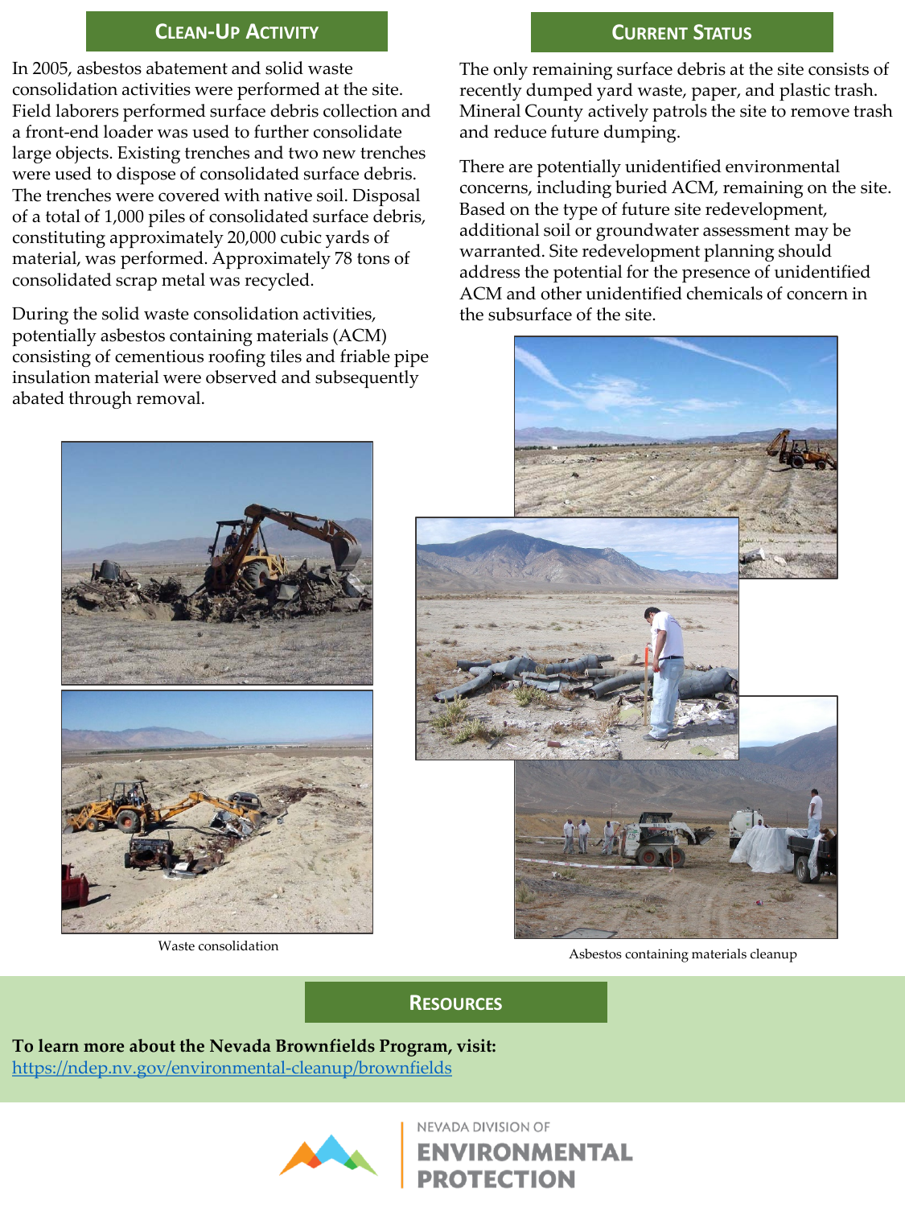## Clean-Up Activity

In 2005, asbestos abatement and solid waste consolidation activities were performed at the site. Field laborers performed surface debris collection and a front-end loader was used to further consolidate large objects. Existing trenches and two new trenches were used to dispose of consolidated surface debris. The trenches were covered with native soil. Disposal of a total of 1,000 piles of consolidated surface debris, constituting approximately 20,000 cubic yards of material, was performed. Approximately 78 tons of consolidated scrap metal was recycled.

During the solid waste consolidation activities, potentially asbestos containing materials (ACM) consisting of cementious roofing tiles and friable pipe insulation material were observed and subsequently abated through removal.

Waste consolidation

## Current Status

The only remaining surface debris at the site consists of recently dumped yard waste, paper, and plastic trash. Mineral County actively patrols the site to remove trash and reduce future dumping.

There are potentially unidentified environmental concerns, including buried ACM, remaining on the site. Based on the type of future site redevelopment, additional soil or groundwater assessment may be warranted. Site redevelopment planning should address the potential for the presence of unidentified ACM and other unidentified chemicals of concern in the subsurface of the site.

Asbestos containing materials cleanup

## Resources

**To learn more about the Nevada Brownfields Program, visit:**
https://ndep.nv.gov/environmental-cleanup/brownfields

NEVADA DIVISION OF ENVIRONMENTAL PROTECTION